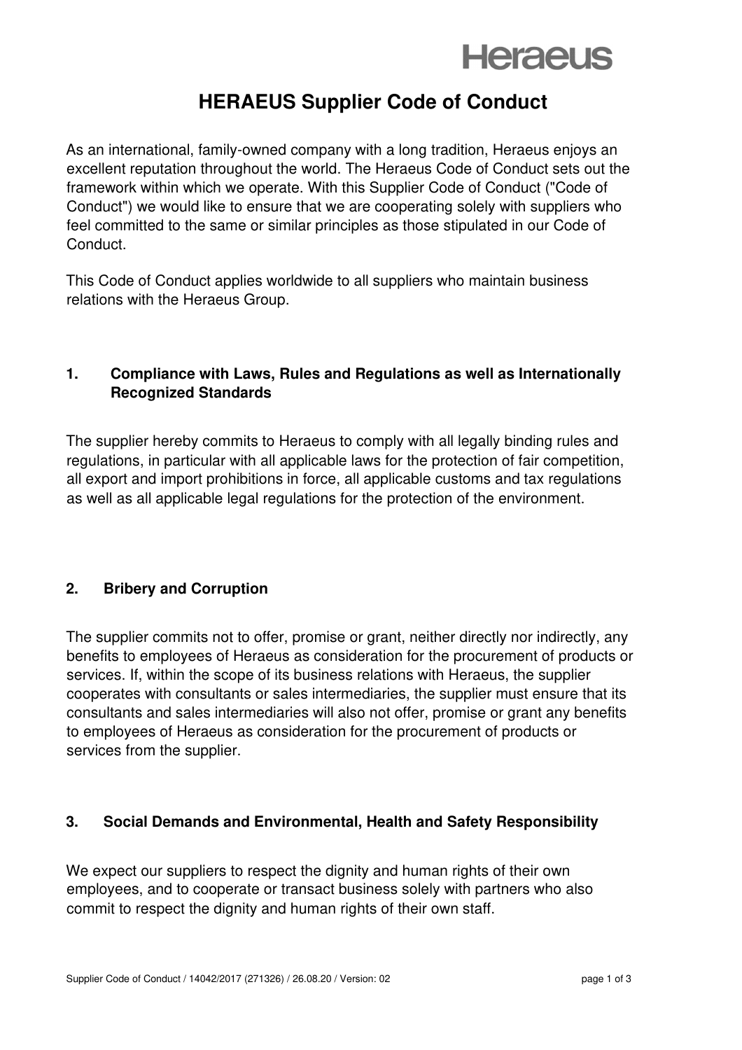# HERAEUS Supplier Code of Conduct

As an international, family-owned company with a long tradition, Heraeus enjoys an excellent reputation throughout the world. The Heraeus Code of Conduct sets out the framework within which we operate. With this Supplier Code of Conduct ("Code of Conduct") we would like to ensure that we are cooperating solely with suppliers who feel committed to the same or similar principles as those stipulated in our Code of Conduct.

This Code of Conduct applies worldwide to all suppliers who maintain business relations with the Heraeus Group.

## 1. Compliance with Laws, Rules and Regulations as well as Internationally Recognized Standards

The supplier hereby commits to Heraeus to comply with all legally binding rules and regulations, in particular with all applicable laws for the protection of fair competition, all export and import prohibitions in force, all applicable customs and tax regulations as well as all applicable legal regulations for the protection of the environment.

## 2. Bribery and Corruption

The supplier commits not to offer, promise or grant, neither directly nor indirectly, any benefits to employees of Heraeus as consideration for the procurement of products or services. If, within the scope of its business relations with Heraeus, the supplier cooperates with consultants or sales intermediaries, the supplier must ensure that its consultants and sales intermediaries will also not offer, promise or grant any benefits to employees of Heraeus as consideration for the procurement of products or services from the supplier.

## 3. Social Demands and Environmental, Health and Safety Responsibility

We expect our suppliers to respect the dignity and human rights of their own employees, and to cooperate or transact business solely with partners who also commit to respect the dignity and human rights of their own staff.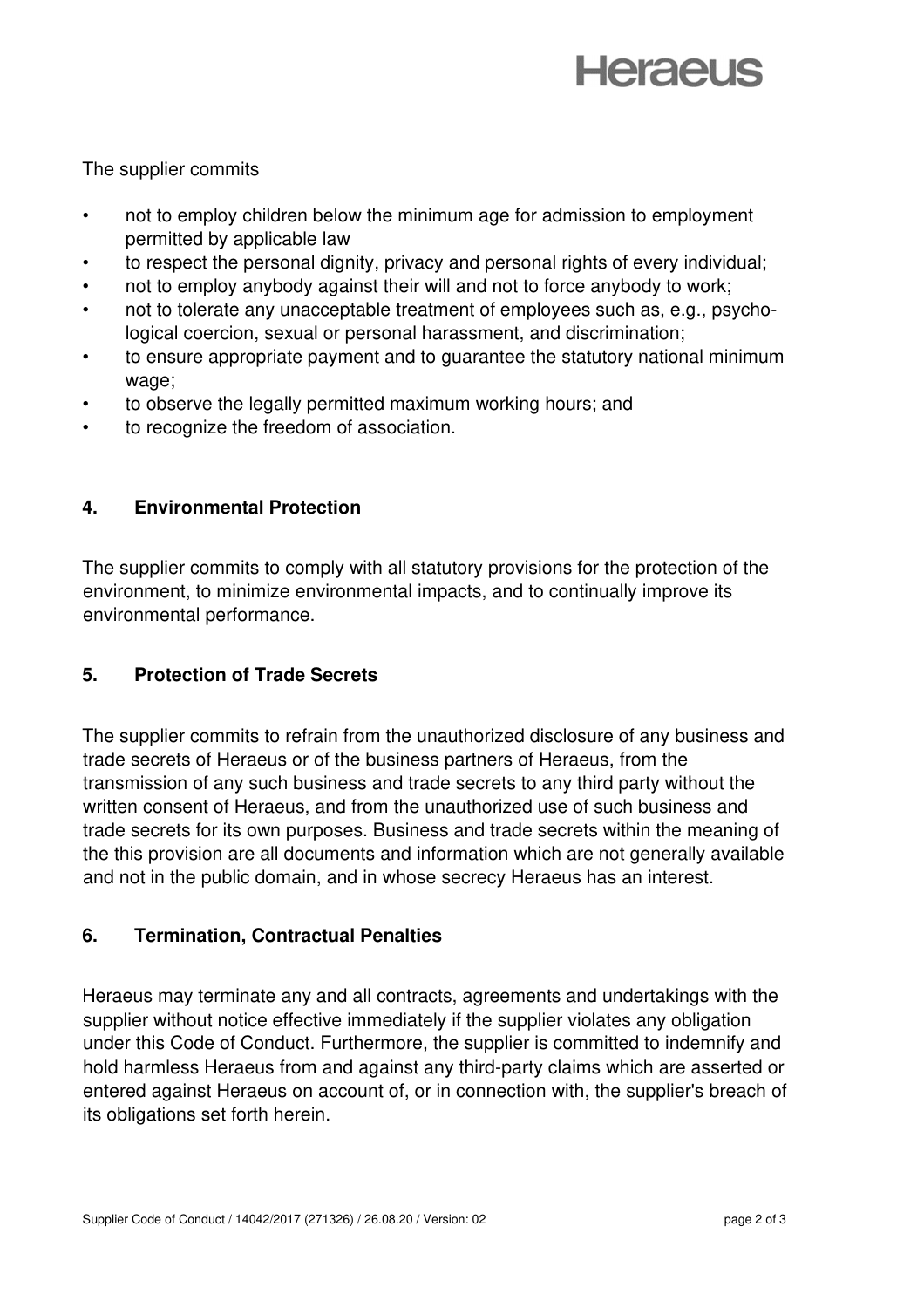The supplier commits

- not to employ children below the minimum age for admission to employment permitted by applicable law
- to respect the personal dignity, privacy and personal rights of every individual;
- not to employ anybody against their will and not to force anybody to work;
- not to tolerate any unacceptable treatment of employees such as, e.g., psychological coercion, sexual or personal harassment, and discrimination;
- to ensure appropriate payment and to guarantee the statutory national minimum wage;
- to observe the legally permitted maximum working hours; and
- to recognize the freedom of association.

## 4. Environmental Protection

The supplier commits to comply with all statutory provisions for the protection of the environment, to minimize environmental impacts, and to continually improve its environmental performance.

## 5. Protection of Trade Secrets

The supplier commits to refrain from the unauthorized disclosure of any business and trade secrets of Heraeus or of the business partners of Heraeus, from the transmission of any such business and trade secrets to any third party without the written consent of Heraeus, and from the unauthorized use of such business and trade secrets for its own purposes. Business and trade secrets within the meaning of the this provision are all documents and information which are not generally available and not in the public domain, and in whose secrecy Heraeus has an interest.

## 6. Termination, Contractual Penalties

Heraeus may terminate any and all contracts, agreements and undertakings with the supplier without notice effective immediately if the supplier violates any obligation under this Code of Conduct. Furthermore, the supplier is committed to indemnify and hold harmless Heraeus from and against any third-party claims which are asserted or entered against Heraeus on account of, or in connection with, the supplier's breach of its obligations set forth herein.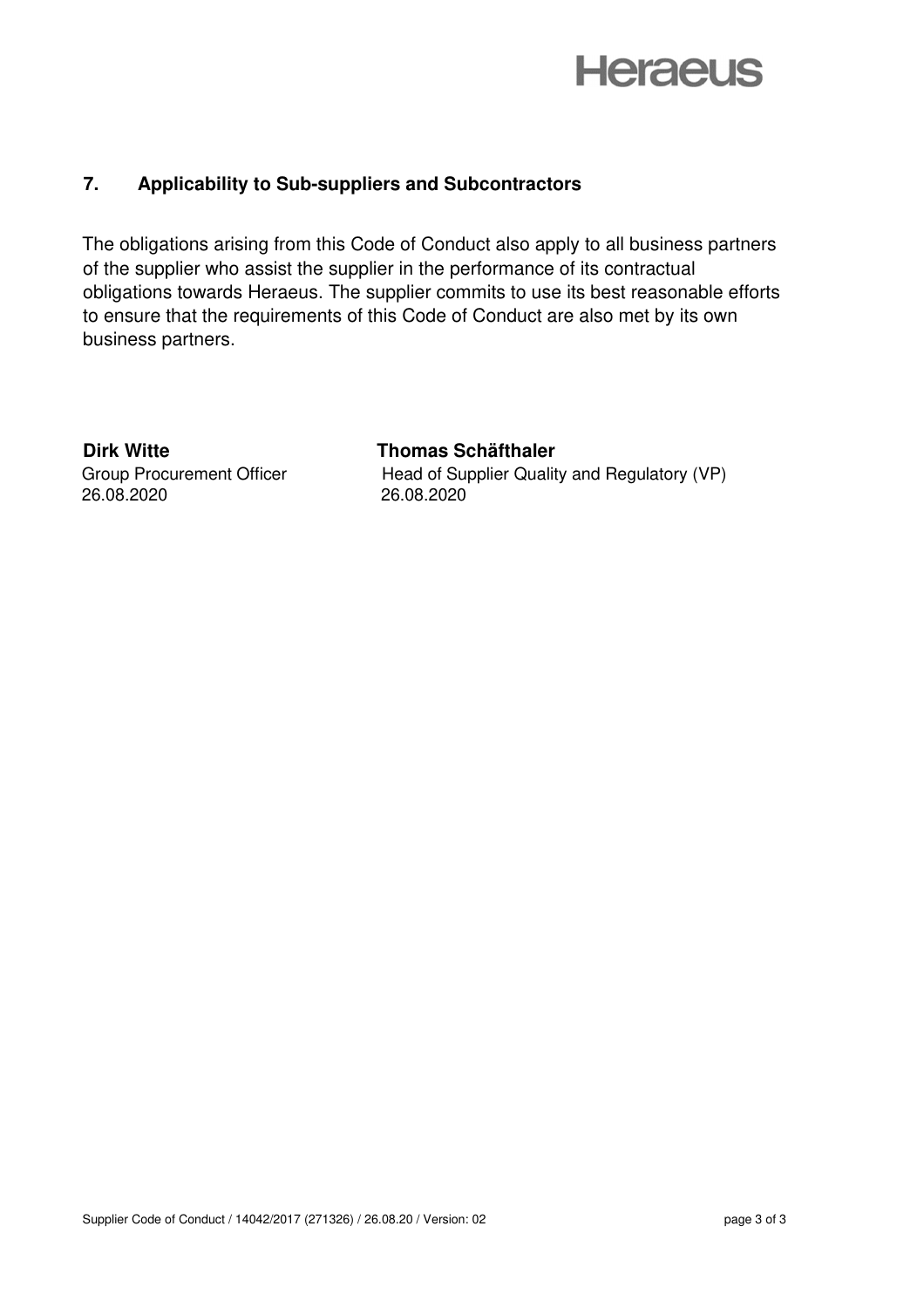## 7. Applicability to Sub-suppliers and Subcontractors

The obligations arising from this Code of Conduct also apply to all business partners of the supplier who assist the supplier in the performance of its contractual obligations towards Heraeus. The supplier commits to use its best reasonable efforts to ensure that the requirements of this Code of Conduct are also met by its own business partners.

| | |
|---|---|
| **Dirk Witte** | **Thomas Schäfthaler** |
| Group Procurement Officer | Head of Supplier Quality and Regulatory (VP) |
| 26.08.2020 | 26.08.2020 |